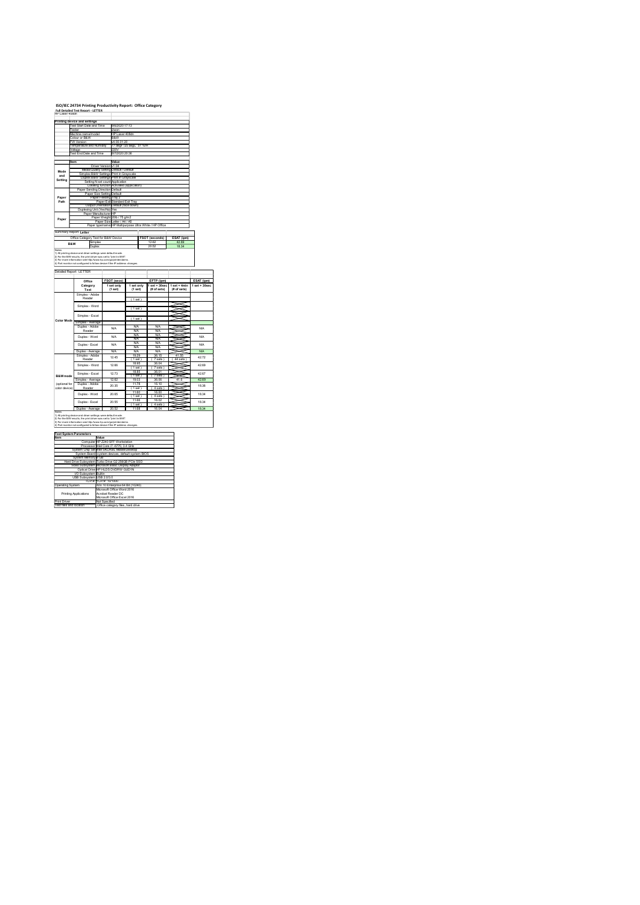# ISO/IEC 24734 Printing Productivity Report: Office Category

**Full Detailed Test Report - LETTER**

HP LaserJet 408dn

| Printing device and settings | |
|---|---|
| Test Start Date and Time | 8/6/2020 17:13 |
| Tester | Jiwon |
| Machine name/model | HP Laser 408dn |
| Colour or B&W | B&W |
| FW Version | V4.00.01.20 |
| Temperature and Humidity | 77 degF / 25 degC, 31 %rH |
| Voltage | 220V |
| Test End Date and Time | 8/7/2020 20:38 |

| | Item | Value |
|---|---|---|
| Mode and Setting | Driver Version | V1.04 |
| | Media/Quality Setting | Default / Default |
| | Simplex B&W Settings | Print in Grayscale |
| | Duplex B&W Settings | Print in Grayscale |
| | Setting N set count | Application |
| | Collating function | Activated (application) |
| Paper Path | Paper Sending Direction | Default |
| | Paper Size Setting | Default |
| | Paper Feeding | Tray 2 |
| | Paper Exit | Standard Exit Tray |
| | Output Orientation | Default (face-down) |
| | Duplexing Unit (Yes/No) | Yes |
| Paper | Paper Manufacturer | HP |
| | Paper Weight | 20lb / 75 g/m2 |
| | Paper Size | Letter / A4 / A5 |
| | Paper type/name | HP Multipurpose Ultra White / HP Office |

**Summary Report: Letter**

| Office Category Test for B&W Device | | FSOT (seconds) | ESAT (ipm) |
|---|---|---|---|
| B&W | Simplex | 12.62 | 42.69 |
| | Duplex | 20.52 | 18.34 |

Notes
1) All printing device and driver settings were default mode.
2) For the B/W results, the print driver was set to "print in B/W".
3) For more information see http://www.hp.com/go/printerclaims.
4) Port monitor not configured to follow device if the IP address changes.

**Detailed Report: LETTER**

| | Office Category Test | FSOT (secs) 1 set only (1 set) | EFTP (ipm) 1 set only (1 set) | EFTP (ipm) 1 set + 30sec (# of sets) | EFTP (ipm) 1 set + 4min (# of sets) | ESAT (ipm) 1 set + 30sec |
|---|---|---|---|---|---|---|
| Color Mode | Simplex - Adobe Reader | | ( 1 set ) | | | |
| | Simplex - Word | | ( 1 set ) | | | |
| | Simplex - Excel | | ( 1 set ) | | | |
| | Simplex - Average | | | | | |
| | Duplex - Adobe Reader | N/A | N/A N/A | N/A N/A | | N/A |
| | Duplex - Word | N/A | N/A N/A | N/A N/A | | N/A |
| | Duplex - Excel | N/A | N/A N/A | N/A N/A | | N/A |
| | Duplex - Average | N/A | N/A | N/A | | N/A |
| B&W mode (optional for color device) | Simplex - Adobe Reader | 12.45 | 19.29 ( 1 set ) | 36.15 ( 7 sets ) | 41.55 ( 44 sets ) | 42.72 |
| | Simplex - Word | 12.66 | 18.96 ( 1 set ) | 36.04 ( 7 sets ) | | 42.69 |
| | Simplex - Excel | 12.73 | 18.85 ( 1 set ) | 36.07 ( 7 sets ) | | 42.67 |
| | Simplex - Average | 12.62 | 19.03 | 36.08 | 41.5 | 42.69 |
| | Duplex - Adobe Reader | 20.35 | 11.78 ( 1 set ) | 16.10 ( 4 sets ) | | 18.36 |
| | Duplex - Word | 20.65 | 11.60 ( 1 set ) | 16.00 ( 4 sets ) | | 18.34 |
| | Duplex - Excel | 20.55 | 11.66 ( 1 set ) | 16.02 ( 4 sets ) | | 18.34 |
| | Duplex - Average | 20.52 | 11.68 | 16.04 | | 18.34 |

Notes
1) All printing device and driver settings were default mode.
2) For the B/W results, the print driver was set to "print in B/W".
3) For more information see http://www.hp.com/go/printerclaims.
4) Port monitor not configured to follow device if the IP address changes.

| Test System Parameters | |
|---|---|
| **Item** | **Value** |
| Computer | HP Z240 SFF Workstation |
| Processor | Intel Core i7 -6770, 3.4 GHz |
| System Chip Set | Intel SKL/KBL Mobile/Desktop |
| System Board | system devices, default system BIOS |
| System Memory | 8 GB |
| Hard Drive Subsystem | Turbo Drive G2 256GB PCIe SSD |
| Video Subsystem | Microsoft Basic Display Adaptor |
| Optical Drive | HP HLDS DVDRW GUD1N |
| I/O Subsystem | Builtin |
| USB Subsystem | USB 2.0/3.0 |
| TCP/IP | TCP/IP 10/1000 |
| Operating System | Win 10 Enterprise 64 bit (10240) |
| Printing Applications | Microsoft Office Word 2016<br>Acrobat Reader DC<br>Microsoft Office Excel 2016 |
| Print Driver | Not Specified |
| Test files and location | Office category files, hard drive |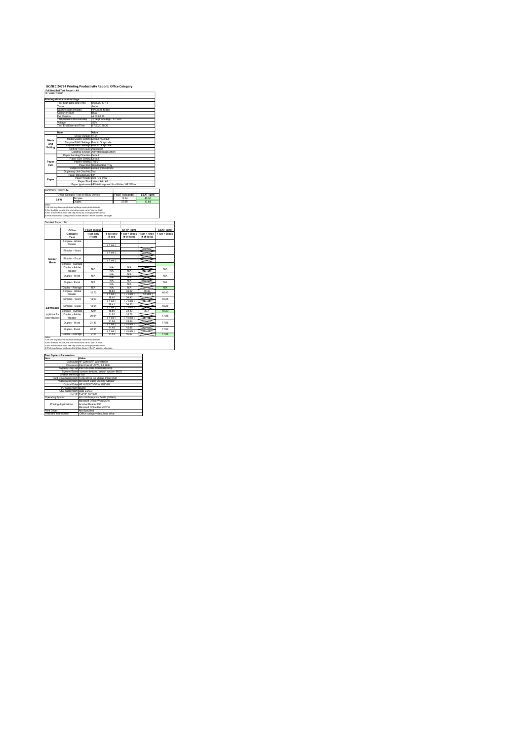# ISO/IEC 24734 Printing Productivity Report: Office Category

**Full Detailed Test Report - A4**

HP LaserJet 408dn

| | Printing device and settings | |
|---|---|---|
| | Test Start Date and Time | 8/6/2020 17:13 |
| | Tester | Jiwon |
| | Machine name/model | HP Laser 408dn |
| | Colour or B&W | B&W |
| | FW Version | V4.00.01.20 |
| | Temperature and Humidity | 77 degF / 25 degC 51 %rH |
| | Voltage | 220V |
| | Test End Date and Time | 8/7/2020 20:38 |

| | Item | Value |
|---|---|---|
| Mode and Setting | Driver Version | V1.04 |
| | Media/Quality Setting | Default / Default |
| | Simplex B&W Settings | Print in Grayscale |
| | Duplex B&W Settings | Print in Grayscale |
| | Setting N set count | Application |
| | Collating function | Activated (application) |
| Paper Path | Paper Sending Direction | Default |
| | Paper Size Setting | Default |
| | Paper Feeding | Tray 2 |
| | Paper Exit | Standard Exit Tray |
| | Output Orientation | Default (face down) |
| | Duplexing Unit (Yes/No) | Yes |
| Paper | Paper Manufacturer | HP |
| | Paper Weight | 20lb / 75 g/m2 |
| | Paper Size | Letter / A4 / A5 |
| | Paper type/name | HP Multipurpose Ultra White / HP Office |

Summary Report: **A4**

| Office Category Test for B&W Device | | FSOT (seconds) | ESAT (ipm) |
|---|---|---|---|
| B&W | Simplex | 12.94 | 40.30 |
| | Duplex | 20.98 | 17.88 |

Notes
1) All printing device and driver settings were default mode.
2) For the B/W results, the print driver was set to "print in B/W".
3) For more information see http://www.hp.com/go/printerclaims.
4) Port monitor not configured to follow device if the IP address changes.

Detailed Report: A4

| | Office Category Test | FSOT (secs) 1 set only (1 set) | EFTP (ipm) 1 set only (1 set) | EFTP (ipm) 1 set + 30sec (# of sets) | EFTP (ipm) 1 set + 4min (# of sets) | ESAT (ipm) 1 set + 30sec |
|---|---|---|---|---|---|---|
| Colour Mode | Simplex - Adobe Reader | | ( 1 set ) | | | |
| | Simplex - Word | | ( 1 set ) | | | |
| | Simplex - Excel | | ( 1 set ) | | | |
| | Simplex - Average | | | | | |
| | Duplex - Adobe Reader | N/A | N/A N/A | N/A N/A | | N/A |
| | Duplex - Word | N/A | N/A N/A | N/A N/A | | N/A |
| | Duplex - Excel | N/A | N/A N/A | N/A N/A | | N/A |
| | Duplex - Average | N/A | N/A | N/A | | N/A |
| B&W mode (optional for color device) | Simplex - Adobe Reader | 12.73 | 18.85 ( 1 set ) | 34.52 ( 7 sets ) | 39.39 ( 42 sets ) | 40.40 |
| | Simplex - Word | 13.03 | 18.42 ( 1 set ) | 34.40 ( 7 sets ) | | 40.25 |
| | Simplex - Excel | 13.04 | 18.41 ( 1 set ) | 34.30 ( 7 sets ) | | 40.26 |
| | Simplex - Average | 12.9 | 18.56 | 34.40 | 39.4 | 40.30 |
| | Duplex - Adobe Reader | 20.64 | 11.62 ( 1 set ) | 15.72 ( 4 sets ) | | 17.88 |
| | Duplex - Word | 21.37 | 11.24 ( 1 set ) | 15.64 ( 4 sets ) | | 17.88 |
| | Duplex - Excel | 20.91 | 11.48 ( 1 set ) | 15.66 ( 4 sets ) | | 17.90 |
| | Duplex - Average | 21.0 | 11.44 | 15.67 | | 17.88 |

Notes
1) All printing device and driver settings were default mode.
2) For the B/W results, the print driver was set to "print in B/W".
3) For more information see http://www.hp.com/go/printerclaims.
4) Port monitor not configured to follow device if the IP address changes.

| Test System Parameters | |
|---|---|
| **Item** | **Value** |
| Computer | HP Z240 SFF Workstation |
| Processor | Intel Core i7 -6770, 3.4 GHz |
| System Chip Set | Intel SKL/KBL Mobile/Desktop |
| System Board | system devices, default system BIOS |
| System Memory | 8 GB |
| Hard Drive Subsystem | Turbo Drive G2 256GB PCIe SSD |
| Video Subsystem | Microsoft Basic Display Adaptor |
| Optical Drive | HP HLDS DVDRW GUD1N |
| I/O Subsystem | Builtin |
| USB Subsystem | USB 2.0/3.0 |
| TCP/IP | TCP/IP 10/1000 |
| Operating System | Win 10 Enterprise 64 bit (10240) |
| Printing Applications | Microsoft Office Word 2016<br>Acrobat Reader DC<br>Microsoft Office Excel 2016 |
| Print Driver | Not Specified |
| Test files and location | Office category files, hard drive |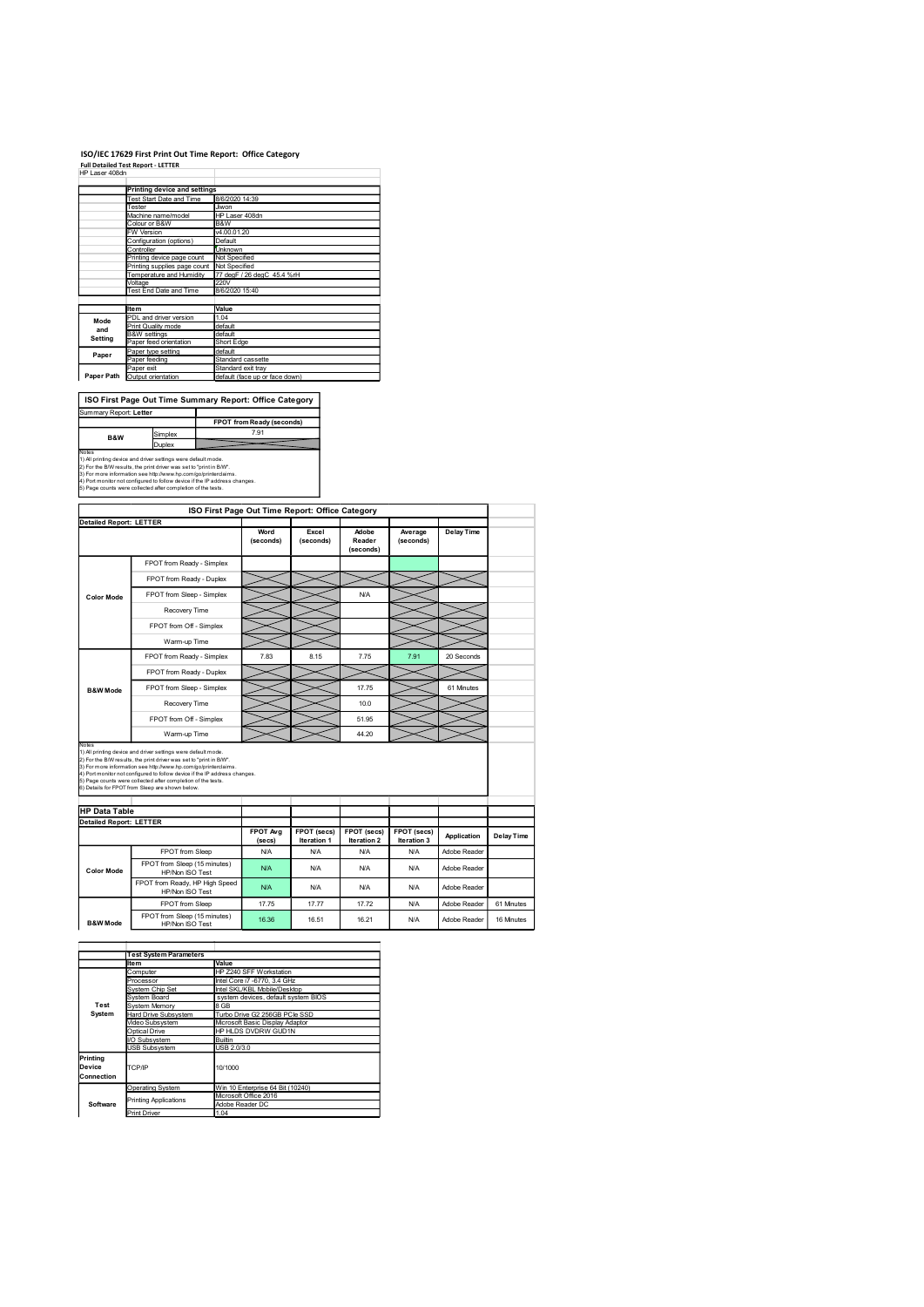# ISO/IEC 17629 First Print Out Time Report: Office Category

**Full Detailed Test Report - LETTER**

HP Laser 408dn

| | Printing device and settings | |
|---|---|---|
| | Test Start Date and Time | 8/6/2020 14:39 |
| | Tester | Jiwon |
| | Machine name/model | HP Laser 408dn |
| | Colour or B&W | B&W |
| | FW Version | v4.00.01.20 |
| | Configuration (options) | Default |
| | Controller | Unknown |
| | Printing device page count | Not Specified |
| | Printing supplies page count | Not Specified |
| | Temperature and Humidity | 77 degF / 26 degC 45.4 %rH |
| | Voltage | 220V |
| | Test End Date and Time | 8/6/2020 15:40 |

| | Item | Value |
|---|---|---|
| Mode and Setting | PDL and driver version | 1.04 |
| | Print Quality mode | default |
| | B&W settings | default |
| | Paper feed orientation | Short Edge |
| Paper | Paper type setting | default |
| | Paper feeding | Standard cassette |
| | Paper exit | Standard exit tray |
| Paper Path | Output orientation | default (face up or face down) |

## ISO First Page Out Time Summary Report: Office Category

Summary Report: **Letter**

| | | FPOT from Ready (seconds) |
|---|---|---|
| B&W | Simplex | 7.91 |
| | Duplex | |

Notes
1) All printing device and driver settings were default mode.
2) For the B/W results, the print driver was set to "print in B/W".
3) For more information see http://www.hp.com/go/printerclaims.
4) Port monitor not configured to follow device if the IP address changes.
5) Page counts were collected after completion of the tests.

## ISO First Page Out Time Report: Office Category

**Detailed Report: LETTER**

| | | Word (seconds) | Excel (seconds) | Adobe Reader (seconds) | Average (seconds) | Delay Time |
|---|---|---|---|---|---|---|
| Color Mode | FPOT from Ready - Simplex | | | | | |
| | FPOT from Ready - Duplex | | | | | |
| | FPOT from Sleep - Simplex | | | N/A | | |
| | Recovery Time | | | | | |
| | FPOT from Off - Simplex | | | | | |
| | Warm-up Time | | | | | |
| B&W Mode | FPOT from Ready - Simplex | 7.83 | 8.15 | 7.75 | 7.91 | 20 Seconds |
| | FPOT from Ready - Duplex | | | | | |
| | FPOT from Sleep - Simplex | | | 17.75 | | 61 Minutes |
| | Recovery Time | | | 10.0 | | |
| | FPOT from Off - Simplex | | | 51.95 | | |
| | Warm-up Time | | | 44.20 | | |

Notes
1) All printing device and driver settings were default mode.
2) For the B/W results, the print driver was set to "print in B/W".
3) For more information see http://www.hp.com/go/printerclaims.
4) Port monitor not configured to follow device if the IP address changes.
5) Page counts were collected after completion of the tests.
6) Details for FPOT from Sleep are shown below.

## HP Data Table

**Detailed Report: LETTER**

| | | FPOT Avg (secs) | FPOT (secs) Iteration 1 | FPOT (secs) Iteration 2 | FPOT (secs) Iteration 3 | Application | Delay Time |
|---|---|---|---|---|---|---|---|
| Color Mode | FPOT from Sleep | N/A | N/A | N/A | N/A | Adobe Reader | |
| | FPOT from Sleep (15 minutes) HP/Non ISO Test | N/A | N/A | N/A | N/A | Adobe Reader | |
| | FPOT from Ready, HP High Speed HP/Non ISO Test | N/A | N/A | N/A | N/A | Adobe Reader | |
| B&W Mode | FPOT from Sleep | 17.75 | 17.77 | 17.72 | N/A | Adobe Reader | 61 Minutes |
| | FPOT from Sleep (15 minutes) HP/Non ISO Test | 16.36 | 16.51 | 16.21 | N/A | Adobe Reader | 16 Minutes |

| | Test System Parameters | |
|---|---|---|
| | Item | Value |
| Test System | Computer | HP Z240 SFF Workstation |
| | Processor | Intel Core i7 -6770, 3.4 GHz |
| | System Chip Set | Intel SKL/KBL Mobile/Desktop |
| | System Board | system devices, default system BIOS |
| | System Memory | 8 GB |
| | Hard Drive Subsystem | Turbo Drive G2 256GB PCIe SSD |
| | Video Subsystem | Microsoft Basic Display Adaptor |
| | Optical Drive | HP HLDS DVDRW GUD1N |
| | I/O Subsystem | Builtin |
| | USB Subsystem | USB 2.0/3.0 |
| Printing Device Connection | TCP/IP | 10/1000 |
| Software | Operating System | Win 10 Enterprise 64 Bit (10240) |
| | Printing Applications | Microsoft Office 2016 |
| | | Adobe Reader DC |
| | Print Driver | 1.04 |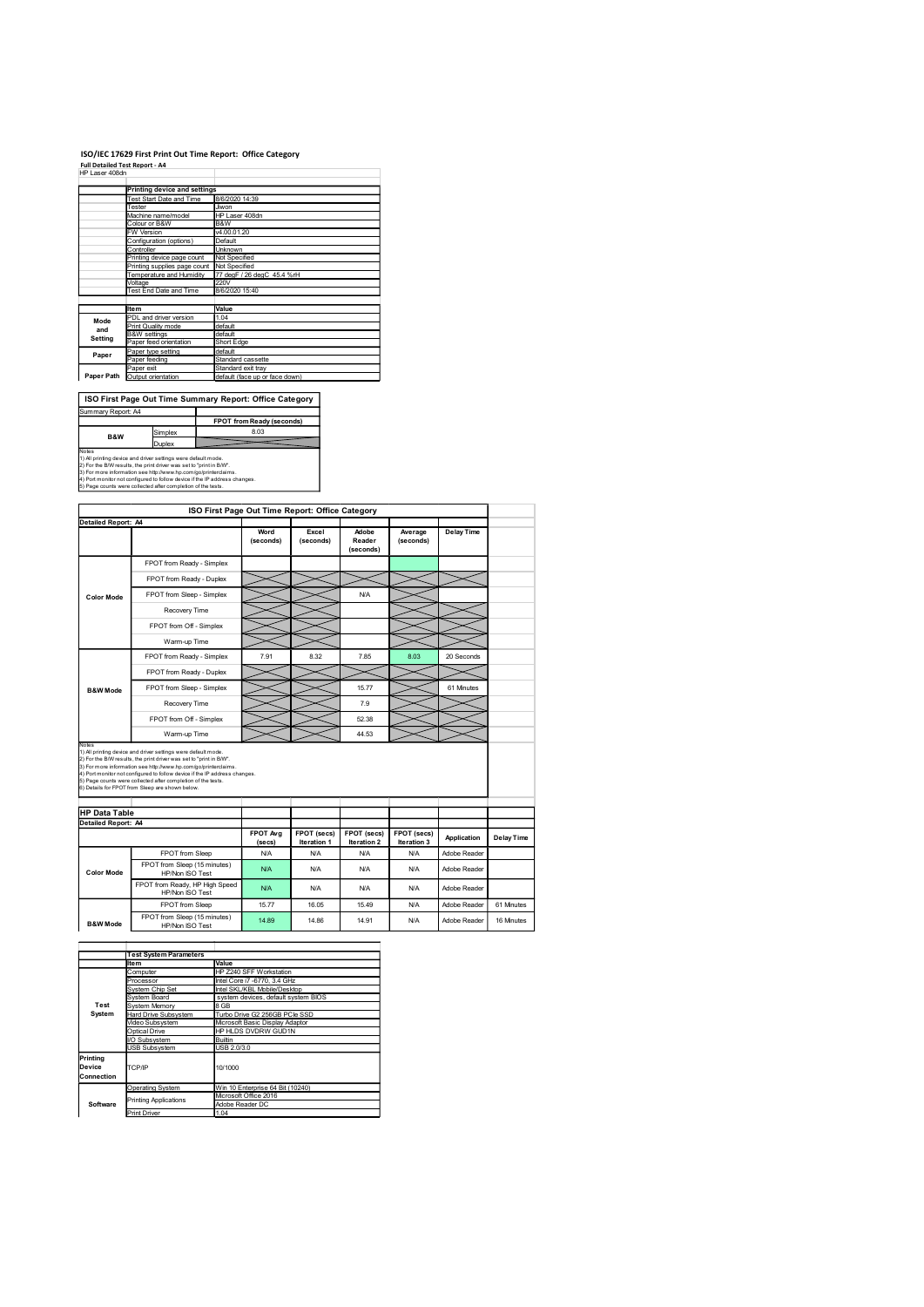# ISO/IEC 17629 First Print Out Time Report: Office Category

**Full Detailed Test Report - A4**

HP Laser 408dn

| | Printing device and settings | |
|---|---|---|
| | Test Start Date and Time | 8/6/2020 14:39 |
| | Tester | Jiwon |
| | Machine name/model | HP Laser 408dn |
| | Colour or B&W | B&W |
| | FW Version | v4.00.01.20 |
| | Configuration (options) | Default |
| | Controller | Unknown |
| | Printing device page count | Not Specified |
| | Printing supplies page count | Not Specified |
| | Temperature and Humidity | 77 degF / 26 degC 45.4 %rH |
| | Voltage | 220V |
| | Test End Date and Time | 8/6/2020 15:40 |

| | Item | Value |
|---|---|---|
| Mode and Setting | PDL and driver version | 1.04 |
| | Print Quality mode | default |
| | B&W settings | default |
| | Paper feed orientation | Short Edge |
| Paper | Paper type setting | default |
| | Paper feeding | Standard cassette |
| | Paper exit | Standard exit tray |
| Paper Path | Output orientation | default (face up or face down) |

## ISO First Page Out Time Summary Report: Office Category

| Summary Report: A4 | | FPOT from Ready (seconds) |
|---|---|---|
| B&W | Simplex | 8.03 |
| | Duplex | |

Notes
1) All printing device and driver settings were default mode.
2) For the B/W results, the print driver was set to "print in B/W".
3) For more information see http://www.hp.com/go/printerclaims.
4) Port monitor not configured to follow device if the IP address changes.
5) Page counts were collected after completion of the tests.

## ISO First Page Out Time Report: Office Category

| Detailed Report: A4 | | Word (seconds) | Excel (seconds) | Adobe Reader (seconds) | Average (seconds) | Delay Time |
|---|---|---|---|---|---|---|
| Color Mode | FPOT from Ready - Simplex | | | | | |
| | FPOT from Ready - Duplex | | | | | |
| | FPOT from Sleep - Simplex | | | N/A | | |
| | Recovery Time | | | | | |
| | FPOT from Off - Simplex | | | | | |
| | Warm-up Time | | | | | |
| B&W Mode | FPOT from Ready - Simplex | 7.91 | 8.32 | 7.85 | 8.03 | 20 Seconds |
| | FPOT from Ready - Duplex | | | | | |
| | FPOT from Sleep - Simplex | | | 15.77 | | 61 Minutes |
| | Recovery Time | | | 7.9 | | |
| | FPOT from Off - Simplex | | | 52.38 | | |
| | Warm-up Time | | | 44.53 | | |

Notes
1) All printing device and driver settings were default mode.
2) For the B/W results, the print driver was set to "print in B/W".
3) For more information see http://www.hp.com/go/printerclaims.
4) Port monitor not configured to follow device if the IP address changes.
5) Page counts were collected after completion of the tests.
6) Details for FPOT from Sleep are shown below.

## HP Data Table

| Detailed Report: A4 | | FPOT Avg (secs) | FPOT (secs) Iteration 1 | FPOT (secs) Iteration 2 | FPOT (secs) Iteration 3 | Application | Delay Time |
|---|---|---|---|---|---|---|---|
| Color Mode | FPOT from Sleep | N/A | N/A | N/A | N/A | Adobe Reader | |
| | FPOT from Sleep (15 minutes) HP/Non ISO Test | N/A | N/A | N/A | N/A | Adobe Reader | |
| | FPOT from Ready, HP High Speed HP/Non ISO Test | N/A | N/A | N/A | N/A | Adobe Reader | |
| B&W Mode | FPOT from Sleep | 15.77 | 16.05 | 15.49 | N/A | Adobe Reader | 61 Minutes |
| | FPOT from Sleep (15 minutes) HP/Non ISO Test | 14.89 | 14.86 | 14.91 | N/A | Adobe Reader | 16 Minutes |

| | Test System Parameters | |
|---|---|---|
| | Item | Value |
| Test System | Computer | HP Z240 SFF Workstation |
| | Processor | Intel Core i7 -6770, 3.4 GHz |
| | System Chip Set | Intel SKL/KBL Mobile/Desktop |
| | System Board | system devices, default system BIOS |
| | System Memory | 8 GB |
| | Hard Drive Subsystem | Turbo Drive G2 256GB PCIe SSD |
| | Video Subsystem | Microsoft Basic Display Adaptor |
| | Optical Drive | HP HLDS DVDRW GUD1N |
| | I/O Subsystem | Builtin |
| | USB Subsystem | USB 2.0/3.0 |
| Printing Device Connection | TCP/IP | 10/1000 |
| Software | Operating System | Win 10 Enterprise 64 Bit (10240) |
| | Printing Applications | Microsoft Office 2016 |
| | | Adobe Reader DC |
| | Print Driver | 1.04 |